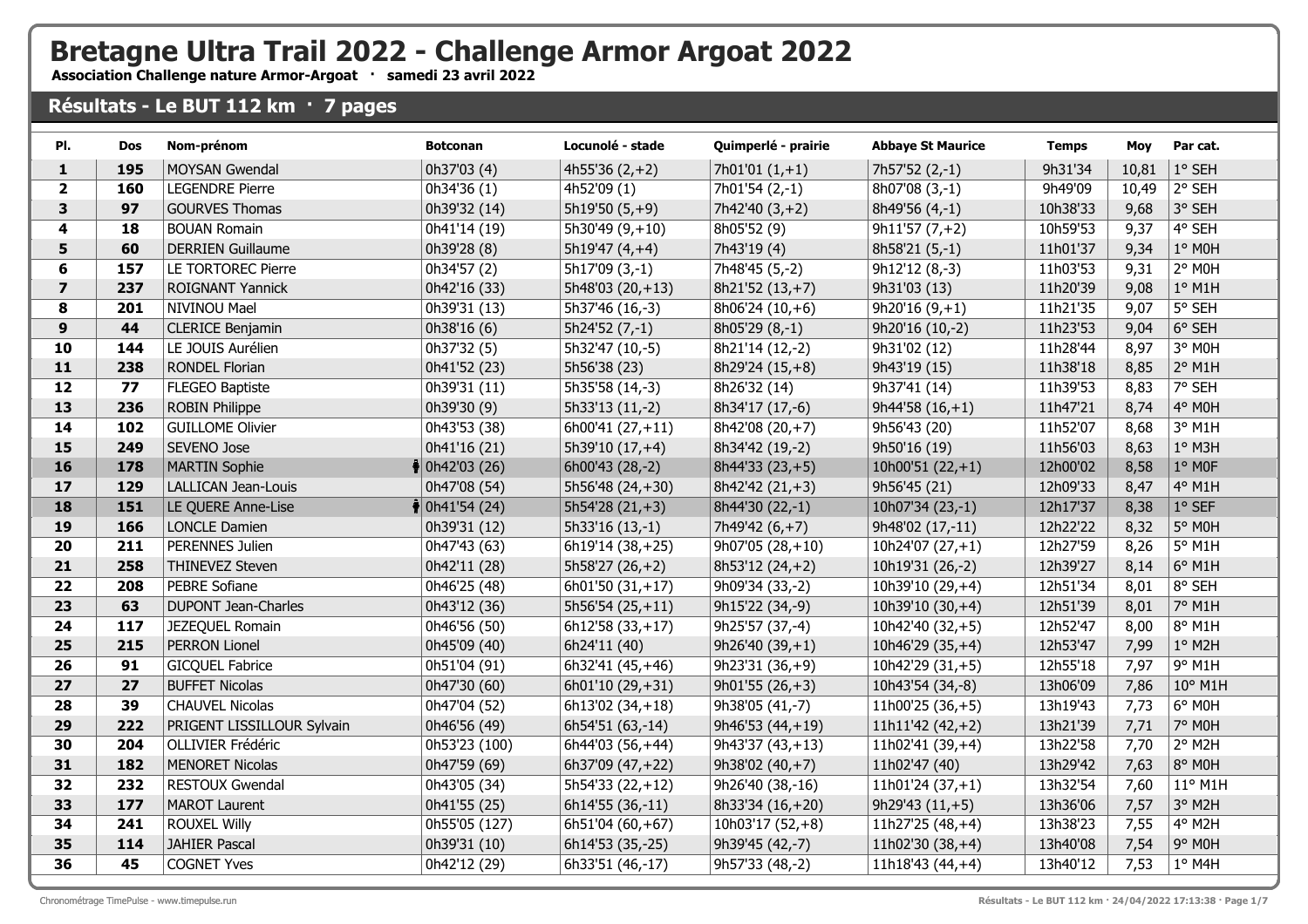# Bretagne Ultra Trail 2022 - Challenge Armor Argoat 2022

**Association Challenge nature Armor-Argoat · samedi 23 avril 2022**

## Résultats - Le BUT 112 km · 7 pages

| Pl. | Dos | Nom-prénom | Botconan | Locunolé - stade | Quimperlé - prairie | Abbaye St Maurice | Temps | Moy | Par cat. |
|---|---|---|---|---|---|---|---|---|---|
| 1 | 195 | MOYSAN Gwendal | 0h37'03 (4) | 4h55'36 (2,+2) | 7h01'01 (1,+1) | 7h57'52 (2,-1) | 9h31'34 | 10,81 | 1° SEH |
| 2 | 160 | LEGENDRE Pierre | 0h34'36 (1) | 4h52'09 (1) | 7h01'54 (2,-1) | 8h07'08 (3,-1) | 9h49'09 | 10,49 | 2° SEH |
| 3 | 97 | GOURVES Thomas | 0h39'32 (14) | 5h19'50 (5,+9) | 7h42'40 (3,+2) | 8h49'56 (4,-1) | 10h38'33 | 9,68 | 3° SEH |
| 4 | 18 | BOUAN Romain | 0h41'14 (19) | 5h30'49 (9,+10) | 8h05'52 (9) | 9h11'57 (7,+2) | 10h59'53 | 9,37 | 4° SEH |
| 5 | 60 | DERRIEN Guillaume | 0h39'28 (8) | 5h19'47 (4,+4) | 7h43'19 (4) | 8h58'21 (5,-1) | 11h01'37 | 9,34 | 1° M0H |
| 6 | 157 | LE TORTOREC Pierre | 0h34'57 (2) | 5h17'09 (3,-1) | 7h48'45 (5,-2) | 9h12'12 (8,-3) | 11h03'53 | 9,31 | 2° M0H |
| 7 | 237 | ROIGNANT Yannick | 0h42'16 (33) | 5h48'03 (20,+13) | 8h21'52 (13,+7) | 9h31'03 (13) | 11h20'39 | 9,08 | 1° M1H |
| 8 | 201 | NIVINOU Mael | 0h39'31 (13) | 5h37'46 (16,-3) | 8h06'24 (10,+6) | 9h20'16 (9,+1) | 11h21'35 | 9,07 | 5° SEH |
| 9 | 44 | CLERICE Benjamin | 0h38'16 (6) | 5h24'52 (7,-1) | 8h05'29 (8,-1) | 9h20'16 (10,-2) | 11h23'53 | 9,04 | 6° SEH |
| 10 | 144 | LE JOUIS Aurélien | 0h37'32 (5) | 5h32'47 (10,-5) | 8h21'14 (12,-2) | 9h31'02 (12) | 11h28'44 | 8,97 | 3° M0H |
| 11 | 238 | RONDEL Florian | 0h41'52 (23) | 5h56'38 (23) | 8h29'24 (15,+8) | 9h43'19 (15) | 11h38'18 | 8,85 | 2° M1H |
| 12 | 77 | FLEGEO Baptiste | 0h39'31 (11) | 5h35'58 (14,-3) | 8h26'32 (14) | 9h37'41 (14) | 11h39'53 | 8,83 | 7° SEH |
| 13 | 236 | ROBIN Philippe | 0h39'30 (9) | 5h33'13 (11,-2) | 8h34'17 (17,-6) | 9h44'58 (16,+1) | 11h47'21 | 8,74 | 4° M0H |
| 14 | 102 | GUILLOME Olivier | 0h43'53 (38) | 6h00'41 (27,+11) | 8h42'08 (20,+7) | 9h56'43 (20) | 11h52'07 | 8,68 | 3° M1H |
| 15 | 249 | SEVENO Jose | 0h41'16 (21) | 5h39'10 (17,+4) | 8h34'42 (19,-2) | 9h50'16 (19) | 11h56'03 | 8,63 | 1° M3H |
| 16 | 178 | MARTIN Sophie | 0h42'03 (26) | 6h00'43 (28,-2) | 8h44'33 (23,+5) | 10h00'51 (22,+1) | 12h00'02 | 8,58 | 1° M0F |
| 17 | 129 | LALLICAN Jean-Louis | 0h47'08 (54) | 5h56'48 (24,+30) | 8h42'42 (21,+3) | 9h56'45 (21) | 12h09'33 | 8,47 | 4° M1H |
| 18 | 151 | LE QUERE Anne-Lise | 0h41'54 (24) | 5h54'28 (21,+3) | 8h44'30 (22,-1) | 10h07'34 (23,-1) | 12h17'37 | 8,38 | 1° SEF |
| 19 | 166 | LONCLE Damien | 0h39'31 (12) | 5h33'16 (13,-1) | 7h49'42 (6,+7) | 9h48'02 (17,-11) | 12h22'22 | 8,32 | 5° M0H |
| 20 | 211 | PERENNES Julien | 0h47'43 (63) | 6h19'14 (38,+25) | 9h07'05 (28,+10) | 10h24'07 (27,+1) | 12h27'59 | 8,26 | 5° M1H |
| 21 | 258 | THINEVEZ Steven | 0h42'11 (28) | 5h58'27 (26,+2) | 8h53'12 (24,+2) | 10h19'31 (26,-2) | 12h39'27 | 8,14 | 6° M1H |
| 22 | 208 | PEBRE Sofiane | 0h46'25 (48) | 6h01'50 (31,+17) | 9h09'34 (33,-2) | 10h39'10 (29,+4) | 12h51'34 | 8,01 | 8° SEH |
| 23 | 63 | DUPONT Jean-Charles | 0h43'12 (36) | 5h56'54 (25,+11) | 9h15'22 (34,-9) | 10h39'10 (30,+4) | 12h51'39 | 8,01 | 7° M1H |
| 24 | 117 | JEZEQUEL Romain | 0h46'56 (50) | 6h12'58 (33,+17) | 9h25'57 (37,-4) | 10h42'40 (32,+5) | 12h52'47 | 8,00 | 8° M1H |
| 25 | 215 | PERRON Lionel | 0h45'09 (40) | 6h24'11 (40) | 9h26'40 (39,+1) | 10h46'29 (35,+4) | 12h53'47 | 7,99 | 1° M2H |
| 26 | 91 | GICQUEL Fabrice | 0h51'04 (91) | 6h32'41 (45,+46) | 9h23'31 (36,+9) | 10h42'29 (31,+5) | 12h55'18 | 7,97 | 9° M1H |
| 27 | 27 | BUFFET Nicolas | 0h47'30 (60) | 6h01'10 (29,+31) | 9h01'55 (26,+3) | 10h43'54 (34,-8) | 13h06'09 | 7,86 | 10° M1H |
| 28 | 39 | CHAUVEL Nicolas | 0h47'04 (52) | 6h13'02 (34,+18) | 9h38'05 (41,-7) | 11h00'25 (36,+5) | 13h19'43 | 7,73 | 6° M0H |
| 29 | 222 | PRIGENT LISSILLOUR Sylvain | 0h46'56 (49) | 6h54'51 (63,-14) | 9h46'53 (44,+19) | 11h11'42 (42,+2) | 13h21'39 | 7,71 | 7° M0H |
| 30 | 204 | OLLIVIER Frédéric | 0h53'23 (100) | 6h44'03 (56,+44) | 9h43'37 (43,+13) | 11h02'41 (39,+4) | 13h22'58 | 7,70 | 2° M2H |
| 31 | 182 | MENORET Nicolas | 0h47'59 (69) | 6h37'09 (47,+22) | 9h38'02 (40,+7) | 11h02'47 (40) | 13h29'42 | 7,63 | 8° M0H |
| 32 | 232 | RESTOUX Gwendal | 0h43'05 (34) | 5h54'33 (22,+12) | 9h26'40 (38,-16) | 11h01'24 (37,+1) | 13h32'54 | 7,60 | 11° M1H |
| 33 | 177 | MAROT Laurent | 0h41'55 (25) | 6h14'55 (36,-11) | 8h33'34 (16,+20) | 9h29'43 (11,+5) | 13h36'06 | 7,57 | 3° M2H |
| 34 | 241 | ROUXEL Willy | 0h55'05 (127) | 6h51'04 (60,+67) | 10h03'17 (52,+8) | 11h27'25 (48,+4) | 13h38'23 | 7,55 | 4° M2H |
| 35 | 114 | JAHIER Pascal | 0h39'31 (10) | 6h14'53 (35,-25) | 9h39'45 (42,-7) | 11h02'30 (38,+4) | 13h40'08 | 7,54 | 9° M0H |
| 36 | 45 | COGNET Yves | 0h42'12 (29) | 6h33'51 (46,-17) | 9h57'33 (48,-2) | 11h18'43 (44,+4) | 13h40'12 | 7,53 | 1° M4H |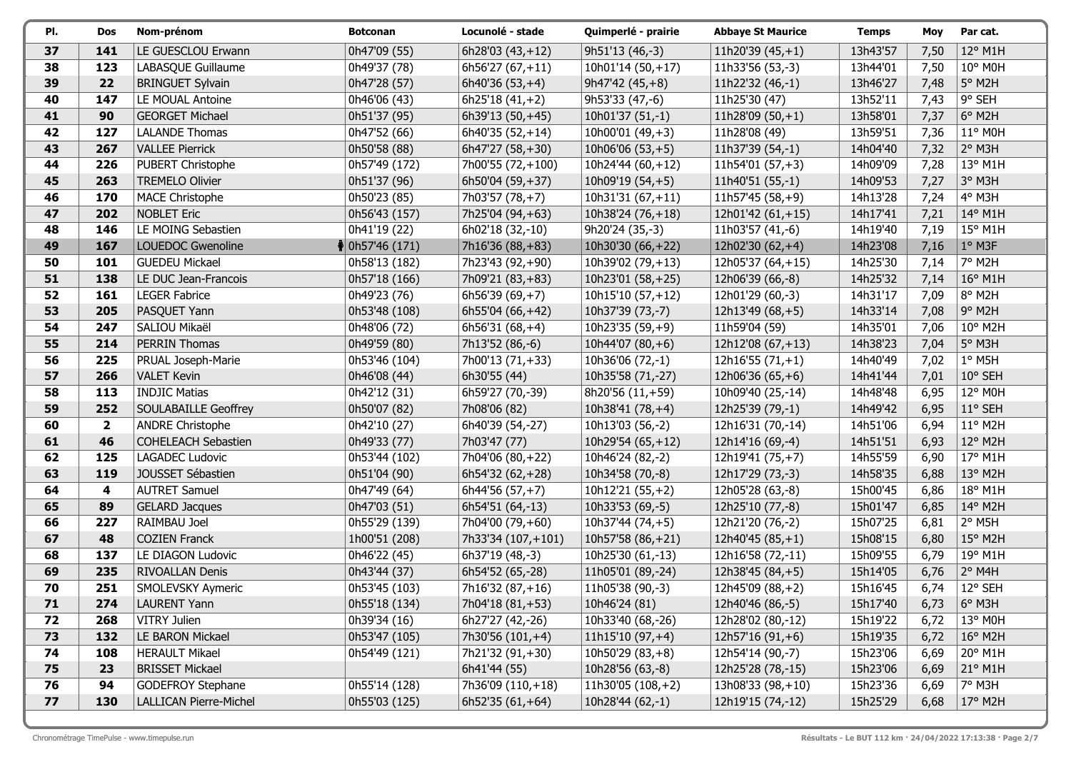| Pl. | Dos | Nom-prénom | Botconan | Locunolé - stade | Quimperlé - prairie | Abbaye St Maurice | Temps | Moy | Par cat. |
|---|---|---|---|---|---|---|---|---|---|
| 37 | 141 | LE GUESCLOU Erwann | 0h47'09 (55) | 6h28'03 (43,+12) | 9h51'13 (46,-3) | 11h20'39 (45,+1) | 13h43'57 | 7,50 | 12° M1H |
| 38 | 123 | LABASQUE Guillaume | 0h49'37 (78) | 6h56'27 (67,+11) | 10h01'14 (50,+17) | 11h33'56 (53,-3) | 13h44'01 | 7,50 | 10° M0H |
| 39 | 22 | BRINGUET Sylvain | 0h47'28 (57) | 6h40'36 (53,+4) | 9h47'42 (45,+8) | 11h22'32 (46,-1) | 13h46'27 | 7,48 | 5° M2H |
| 40 | 147 | LE MOUAL Antoine | 0h46'06 (43) | 6h25'18 (41,+2) | 9h53'33 (47,-6) | 11h25'30 (47) | 13h52'11 | 7,43 | 9° SEH |
| 41 | 90 | GEORGET Michael | 0h51'37 (95) | 6h39'13 (50,+45) | 10h01'37 (51,-1) | 11h28'09 (50,+1) | 13h58'01 | 7,37 | 6° M2H |
| 42 | 127 | LALANDE Thomas | 0h47'52 (66) | 6h40'35 (52,+14) | 10h00'01 (49,+3) | 11h28'08 (49) | 13h59'51 | 7,36 | 11° M0H |
| 43 | 267 | VALLEE Pierrick | 0h50'58 (88) | 6h47'27 (58,+30) | 10h06'06 (53,+5) | 11h37'39 (54,-1) | 14h04'40 | 7,32 | 2° M3H |
| 44 | 226 | PUBERT Christophe | 0h57'49 (172) | 7h00'55 (72,+100) | 10h24'44 (60,+12) | 11h54'01 (57,+3) | 14h09'09 | 7,28 | 13° M1H |
| 45 | 263 | TREMELO Olivier | 0h51'37 (96) | 6h50'04 (59,+37) | 10h09'19 (54,+5) | 11h40'51 (55,-1) | 14h09'53 | 7,27 | 3° M3H |
| 46 | 170 | MACE Christophe | 0h50'23 (85) | 7h03'57 (78,+7) | 10h31'31 (67,+11) | 11h57'45 (58,+9) | 14h13'28 | 7,24 | 4° M3H |
| 47 | 202 | NOBLET Eric | 0h56'43 (157) | 7h25'04 (94,+63) | 10h38'24 (76,+18) | 12h01'42 (61,+15) | 14h17'41 | 7,21 | 14° M1H |
| 48 | 146 | LE MOING Sebastien | 0h41'19 (22) | 6h02'18 (32,-10) | 9h20'24 (35,-3) | 11h03'57 (41,-6) | 14h19'40 | 7,19 | 15° M1H |
| 49 | 167 | LOUEDOC Gwenoline | 0h57'46 (171) | 7h16'36 (88,+83) | 10h30'30 (66,+22) | 12h02'30 (62,+4) | 14h23'08 | 7,16 | 1° M3F |
| 50 | 101 | GUEDEU Mickael | 0h58'13 (182) | 7h23'43 (92,+90) | 10h39'02 (79,+13) | 12h05'37 (64,+15) | 14h25'30 | 7,14 | 7° M2H |
| 51 | 138 | LE DUC Jean-Francois | 0h57'18 (166) | 7h09'21 (83,+83) | 10h23'01 (58,+25) | 12h06'39 (66,-8) | 14h25'32 | 7,14 | 16° M1H |
| 52 | 161 | LEGER Fabrice | 0h49'23 (76) | 6h56'39 (69,+7) | 10h15'10 (57,+12) | 12h01'29 (60,-3) | 14h31'17 | 7,09 | 8° M2H |
| 53 | 205 | PASQUET Yann | 0h53'48 (108) | 6h55'04 (66,+42) | 10h37'39 (73,-7) | 12h13'49 (68,+5) | 14h33'14 | 7,08 | 9° M2H |
| 54 | 247 | SALIOU Mikaël | 0h48'06 (72) | 6h56'31 (68,+4) | 10h23'35 (59,+9) | 11h59'04 (59) | 14h35'01 | 7,06 | 10° M2H |
| 55 | 214 | PERRIN Thomas | 0h49'59 (80) | 7h13'52 (86,-6) | 10h44'07 (80,+6) | 12h12'08 (67,+13) | 14h38'23 | 7,04 | 5° M3H |
| 56 | 225 | PRUAL Joseph-Marie | 0h53'46 (104) | 7h00'13 (71,+33) | 10h36'06 (72,-1) | 12h16'55 (71,+1) | 14h40'49 | 7,02 | 1° M5H |
| 57 | 266 | VALET Kevin | 0h46'08 (44) | 6h30'55 (44) | 10h35'58 (71,-27) | 12h06'36 (65,+6) | 14h41'44 | 7,01 | 10° SEH |
| 58 | 113 | INDJIC Matias | 0h42'12 (31) | 6h59'27 (70,-39) | 8h20'56 (11,+59) | 10h09'40 (25,-14) | 14h48'48 | 6,95 | 12° M0H |
| 59 | 252 | SOULABAILLE Geoffrey | 0h50'07 (82) | 7h08'06 (82) | 10h38'41 (78,+4) | 12h25'39 (79,-1) | 14h49'42 | 6,95 | 11° SEH |
| 60 | 2 | ANDRE Christophe | 0h42'10 (27) | 6h40'39 (54,-27) | 10h13'03 (56,-2) | 12h16'31 (70,-14) | 14h51'06 | 6,94 | 11° M2H |
| 61 | 46 | COHELEACH Sebastien | 0h49'33 (77) | 7h03'47 (77) | 10h29'54 (65,+12) | 12h14'16 (69,-4) | 14h51'51 | 6,93 | 12° M2H |
| 62 | 125 | LAGADEC Ludovic | 0h53'44 (102) | 7h04'06 (80,+22) | 10h46'24 (82,-2) | 12h19'41 (75,+7) | 14h55'59 | 6,90 | 17° M1H |
| 63 | 119 | JOUSSET Sébastien | 0h51'04 (90) | 6h54'32 (62,+28) | 10h34'58 (70,-8) | 12h17'29 (73,-3) | 14h58'35 | 6,88 | 13° M2H |
| 64 | 4 | AUTRET Samuel | 0h47'49 (64) | 6h44'56 (57,+7) | 10h12'21 (55,+2) | 12h05'28 (63,-8) | 15h00'45 | 6,86 | 18° M1H |
| 65 | 89 | GELARD Jacques | 0h47'03 (51) | 6h54'51 (64,-13) | 10h33'53 (69,-5) | 12h25'10 (77,-8) | 15h01'47 | 6,85 | 14° M2H |
| 66 | 227 | RAIMBAU Joel | 0h55'29 (139) | 7h04'00 (79,+60) | 10h37'44 (74,+5) | 12h21'20 (76,-2) | 15h07'25 | 6,81 | 2° M5H |
| 67 | 48 | COZIEN Franck | 1h00'51 (208) | 7h33'34 (107,+101) | 10h57'58 (86,+21) | 12h40'45 (85,+1) | 15h08'15 | 6,80 | 15° M2H |
| 68 | 137 | LE DIAGON Ludovic | 0h46'22 (45) | 6h37'19 (48,-3) | 10h25'30 (61,-13) | 12h16'58 (72,-11) | 15h09'55 | 6,79 | 19° M1H |
| 69 | 235 | RIVOALLAN Denis | 0h43'44 (37) | 6h54'52 (65,-28) | 11h05'01 (89,-24) | 12h38'45 (84,+5) | 15h14'05 | 6,76 | 2° M4H |
| 70 | 251 | SMOLEVSKY Aymeric | 0h53'45 (103) | 7h16'32 (87,+16) | 11h05'38 (90,-3) | 12h45'09 (88,+2) | 15h16'45 | 6,74 | 12° SEH |
| 71 | 274 | LAURENT Yann | 0h55'18 (134) | 7h04'18 (81,+53) | 10h46'24 (81) | 12h40'46 (86,-5) | 15h17'40 | 6,73 | 6° M3H |
| 72 | 268 | VITRY Julien | 0h39'34 (16) | 6h27'27 (42,-26) | 10h33'40 (68,-26) | 12h28'02 (80,-12) | 15h19'22 | 6,72 | 13° M0H |
| 73 | 132 | LE BARON Mickael | 0h53'47 (105) | 7h30'56 (101,+4) | 11h15'10 (97,+4) | 12h57'16 (91,+6) | 15h19'35 | 6,72 | 16° M2H |
| 74 | 108 | HERAULT Mikael | 0h54'49 (121) | 7h21'32 (91,+30) | 10h50'29 (83,+8) | 12h54'14 (90,-7) | 15h23'06 | 6,69 | 20° M1H |
| 75 | 23 | BRISSET Mickael | | 6h41'44 (55) | 10h28'56 (63,-8) | 12h25'28 (78,-15) | 15h23'06 | 6,69 | 21° M1H |
| 76 | 94 | GODEFROY Stephane | 0h55'14 (128) | 7h36'09 (110,+18) | 11h30'05 (108,+2) | 13h08'33 (98,+10) | 15h23'36 | 6,69 | 7° M3H |
| 77 | 130 | LALLICAN Pierre-Michel | 0h55'03 (125) | 6h52'35 (61,+64) | 10h28'44 (62,-1) | 12h19'15 (74,-12) | 15h25'29 | 6,68 | 17° M2H |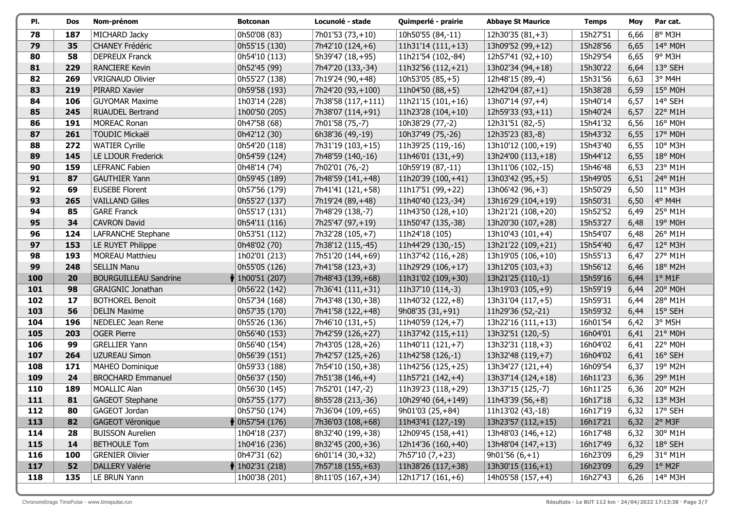| Pl. | Dos | Nom-prénom | Botconan | Locunolé - stade | Quimperlé - prairie | Abbaye St Maurice | Temps | Moy | Par cat. |
|---|---|---|---|---|---|---|---|---|---|
| 78 | 187 | MICHARD Jacky | 0h50'08 (83) | 7h01'53 (73,+10) | 10h50'55 (84,-11) | 12h30'35 (81,+3) | 15h27'51 | 6,66 | 8° M3H |
| 79 | 35 | CHANEY Frédéric | 0h55'15 (130) | 7h42'10 (124,+6) | 11h31'14 (111,+13) | 13h09'52 (99,+12) | 15h28'56 | 6,65 | 14° M0H |
| 80 | 58 | DEPREUX Franck | 0h54'10 (113) | 5h39'47 (18,+95) | 11h21'54 (102,-84) | 12h57'41 (92,+10) | 15h29'54 | 6,65 | 9° M3H |
| 81 | 229 | RANCIERE Kevin | 0h52'45 (99) | 7h47'20 (133,-34) | 11h32'56 (112,+21) | 13h02'34 (94,+18) | 15h30'22 | 6,64 | 13° SEH |
| 82 | 269 | VRIGNAUD Olivier | 0h55'27 (138) | 7h19'24 (90,+48) | 10h53'05 (85,+5) | 12h48'15 (89,-4) | 15h31'56 | 6,63 | 3° M4H |
| 83 | 219 | PIRARD Xavier | 0h59'58 (193) | 7h24'20 (93,+100) | 11h04'50 (88,+5) | 12h42'04 (87,+1) | 15h38'28 | 6,59 | 15° M0H |
| 84 | 106 | GUYOMAR Maxime | 1h03'14 (228) | 7h38'58 (117,+111) | 11h21'15 (101,+16) | 13h07'14 (97,+4) | 15h40'14 | 6,57 | 14° SEH |
| 85 | 245 | RUAUDEL Bertrand | 1h00'50 (205) | 7h38'07 (114,+91) | 11h23'28 (104,+10) | 12h59'33 (93,+11) | 15h40'24 | 6,57 | 22° M1H |
| 86 | 191 | MOREAC Ronan | 0h47'58 (68) | 7h01'58 (75,-7) | 10h38'29 (77,-2) | 12h31'51 (82,-5) | 15h41'32 | 6,56 | 16° M0H |
| 87 | 261 | TOUDIC Mickaël | 0h42'12 (30) | 6h38'36 (49,-19) | 10h37'49 (75,-26) | 12h35'23 (83,-8) | 15h43'32 | 6,55 | 17° M0H |
| 88 | 272 | WATIER Cyrille | 0h54'20 (118) | 7h31'19 (103,+15) | 11h39'25 (119,-16) | 13h10'12 (100,+19) | 15h43'40 | 6,55 | 10° M3H |
| 89 | 145 | LE LIJOUR Frederick | 0h54'59 (124) | 7h48'59 (140,-16) | 11h46'01 (131,+9) | 13h24'00 (113,+18) | 15h44'12 | 6,55 | 18° M0H |
| 90 | 159 | LEFRANC Fabien | 0h48'14 (74) | 7h02'01 (76,-2) | 10h59'19 (87,-11) | 13h11'06 (102,-15) | 15h46'48 | 6,53 | 23° M1H |
| 91 | 87 | GAUTHIER Yann | 0h59'45 (189) | 7h48'59 (141,+48) | 11h20'39 (100,+41) | 13h03'42 (95,+5) | 15h49'05 | 6,51 | 24° M1H |
| 92 | 69 | EUSEBE Florent | 0h57'56 (179) | 7h41'41 (121,+58) | 11h17'51 (99,+22) | 13h06'42 (96,+3) | 15h50'29 | 6,50 | 11° M3H |
| 93 | 265 | VAILLAND Gilles | 0h55'27 (137) | 7h19'24 (89,+48) | 11h40'40 (123,-34) | 13h16'29 (104,+19) | 15h50'31 | 6,50 | 4° M4H |
| 94 | 85 | GARE Franck | 0h55'17 (131) | 7h48'29 (138,-7) | 11h43'50 (128,+10) | 13h21'21 (108,+20) | 15h52'52 | 6,49 | 25° M1H |
| 95 | 34 | CAVRON David | 0h54'11 (116) | 7h25'47 (97,+19) | 11h50'47 (135,-38) | 13h20'30 (107,+28) | 15h53'27 | 6,48 | 19° M0H |
| 96 | 124 | LAFRANCHE Stephane | 0h53'51 (112) | 7h32'28 (105,+7) | 11h24'18 (105) | 13h10'43 (101,+4) | 15h54'07 | 6,48 | 26° M1H |
| 97 | 153 | LE RUYET Philippe | 0h48'02 (70) | 7h38'12 (115,-45) | 11h44'29 (130,-15) | 13h21'22 (109,+21) | 15h54'40 | 6,47 | 12° M3H |
| 98 | 193 | MOREAU Matthieu | 1h02'01 (213) | 7h51'20 (144,+69) | 11h37'42 (116,+28) | 13h19'05 (106,+10) | 15h55'13 | 6,47 | 27° M1H |
| 99 | 248 | SELLIN Manu | 0h55'05 (126) | 7h41'58 (123,+3) | 11h29'29 (106,+17) | 13h12'05 (103,+3) | 15h56'12 | 6,46 | 18° M2H |
| 100 | 20 | BOURGUILLEAU Sandrine | 1h00'51 (207) | 7h48'43 (139,+68) | 11h31'02 (109,+30) | 13h21'25 (110,-1) | 15h59'16 | 6,44 | 1° M1F |
| 101 | 98 | GRAIGNIC Jonathan | 0h56'22 (142) | 7h36'41 (111,+31) | 11h37'10 (114,-3) | 13h19'03 (105,+9) | 15h59'19 | 6,44 | 20° M0H |
| 102 | 17 | BOTHOREL Benoit | 0h57'34 (168) | 7h43'48 (130,+38) | 11h40'32 (122,+8) | 13h31'04 (117,+5) | 15h59'31 | 6,44 | 28° M1H |
| 103 | 56 | DELIN Maxime | 0h57'35 (170) | 7h41'58 (122,+48) | 9h08'35 (31,+91) | 11h29'36 (52,-21) | 15h59'32 | 6,44 | 15° SEH |
| 104 | 196 | NEDELEC Jean Rene | 0h55'26 (136) | 7h46'10 (131,+5) | 11h40'59 (124,+7) | 13h22'16 (111,+13) | 16h01'54 | 6,42 | 3° M5H |
| 105 | 203 | OGER Pierre | 0h56'40 (153) | 7h42'59 (126,+27) | 11h37'42 (115,+11) | 13h32'51 (120,-5) | 16h04'01 | 6,41 | 21° M0H |
| 106 | 99 | GRELLIER Yann | 0h56'40 (154) | 7h43'05 (128,+26) | 11h40'11 (121,+7) | 13h32'31 (118,+3) | 16h04'02 | 6,41 | 22° M0H |
| 107 | 264 | UZUREAU Simon | 0h56'39 (151) | 7h42'57 (125,+26) | 11h42'58 (126,-1) | 13h32'48 (119,+7) | 16h04'02 | 6,41 | 16° SEH |
| 108 | 171 | MAHEO Dominique | 0h59'33 (188) | 7h54'10 (150,+38) | 11h42'56 (125,+25) | 13h34'27 (121,+4) | 16h09'54 | 6,37 | 19° M2H |
| 109 | 24 | BROCHARD Emmanuel | 0h56'37 (150) | 7h51'38 (146,+4) | 11h57'21 (142,+4) | 13h37'14 (124,+18) | 16h11'23 | 6,36 | 29° M1H |
| 110 | 189 | MOALLIC Alan | 0h56'30 (145) | 7h52'01 (147,-2) | 11h39'23 (118,+29) | 13h37'15 (125,-7) | 16h11'25 | 6,36 | 20° M2H |
| 111 | 81 | GAGEOT Stephane | 0h57'55 (177) | 8h55'28 (213,-36) | 10h29'40 (64,+149) | 11h43'39 (56,+8) | 16h17'18 | 6,32 | 13° M3H |
| 112 | 80 | GAGEOT Jordan | 0h57'50 (174) | 7h36'04 (109,+65) | 9h01'03 (25,+84) | 11h13'02 (43,-18) | 16h17'19 | 6,32 | 17° SEH |
| 113 | 82 | GAGEOT Véronique | 0h57'54 (176) | 7h36'03 (108,+68) | 11h43'41 (127,-19) | 13h23'57 (112,+15) | 16h17'21 | 6,32 | 2° M3F |
| 114 | 28 | BUISSON Aurelien | 1h04'18 (237) | 8h32'40 (199,+38) | 12h09'45 (158,+41) | 13h48'03 (146,+12) | 16h17'48 | 6,32 | 30° M1H |
| 115 | 14 | BETHOULE Tom | 1h04'16 (236) | 8h32'45 (200,+36) | 12h14'36 (160,+40) | 13h48'04 (147,+13) | 16h17'49 | 6,32 | 18° SEH |
| 116 | 100 | GRENIER Olivier | 0h47'31 (62) | 6h01'14 (30,+32) | 7h57'10 (7,+23) | 9h01'56 (6,+1) | 16h23'09 | 6,29 | 31° M1H |
| 117 | 52 | DALLERY Valérie | 1h02'31 (218) | 7h57'18 (155,+63) | 11h38'26 (117,+38) | 13h30'15 (116,+1) | 16h23'09 | 6,29 | 1° M2F |
| 118 | 135 | LE BRUN Yann | 1h00'38 (201) | 8h11'05 (167,+34) | 12h17'17 (161,+6) | 14h05'58 (157,+4) | 16h27'43 | 6,26 | 14° M3H |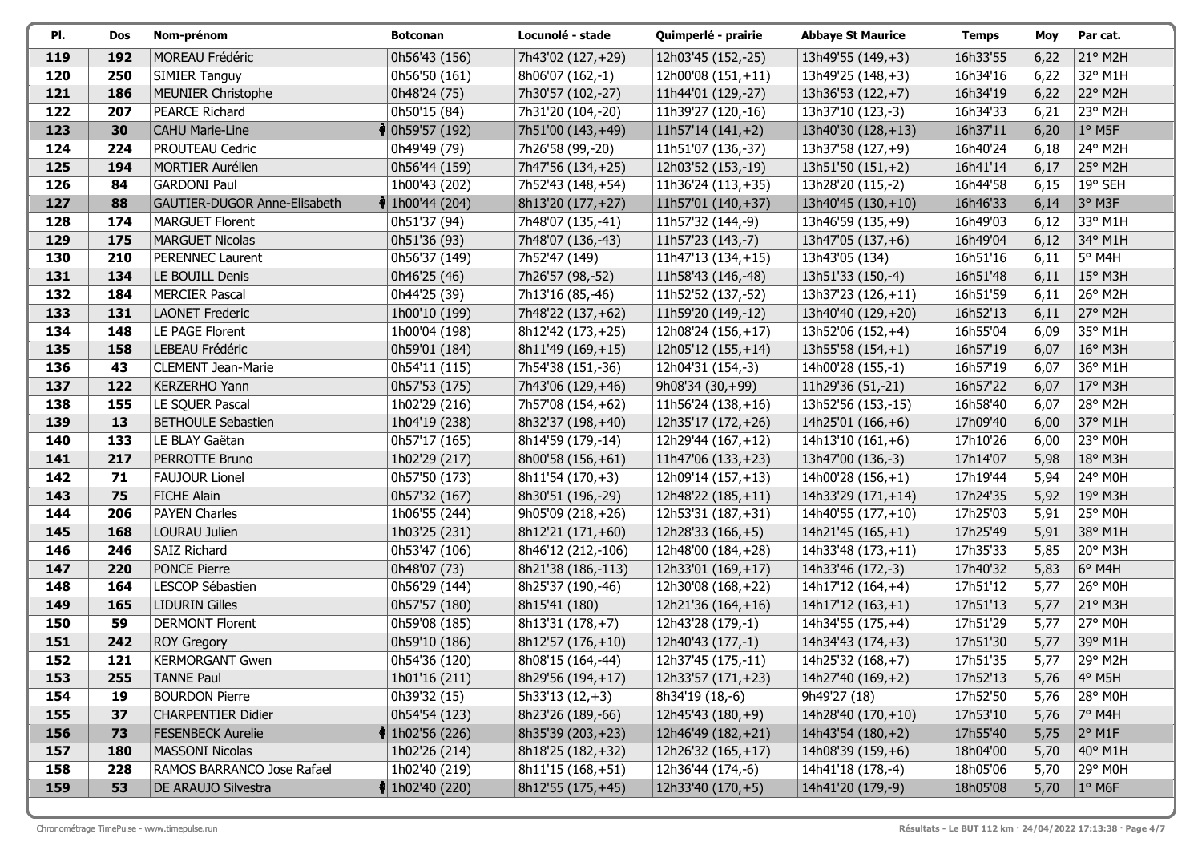| Pl. | Dos | Nom-prénom | Botconan | Locunolé - stade | Quimperlé - prairie | Abbaye St Maurice | Temps | Moy | Par cat. |
|---|---|---|---|---|---|---|---|---|---|
| 119 | 192 | MOREAU Frédéric | 0h56'43 (156) | 7h43'02 (127,+29) | 12h03'45 (152,-25) | 13h49'55 (149,+3) | 16h33'55 | 6,22 | 21° M2H |
| 120 | 250 | SIMIER Tanguy | 0h56'50 (161) | 8h06'07 (162,-1) | 12h00'08 (151,+11) | 13h49'25 (148,+3) | 16h34'16 | 6,22 | 32° M1H |
| 121 | 186 | MEUNIER Christophe | 0h48'24 (75) | 7h30'57 (102,-27) | 11h44'01 (129,-27) | 13h36'53 (122,+7) | 16h34'19 | 6,22 | 22° M2H |
| 122 | 207 | PEARCE Richard | 0h50'15 (84) | 7h31'20 (104,-20) | 11h39'27 (120,-16) | 13h37'10 (123,-3) | 16h34'33 | 6,21 | 23° M2H |
| 123 | 30 | CAHU Marie-Line | 0h59'57 (192) | 7h51'00 (143,+49) | 11h57'14 (141,+2) | 13h40'30 (128,+13) | 16h37'11 | 6,20 | 1° M5F |
| 124 | 224 | PROUTEAU Cedric | 0h49'49 (79) | 7h26'58 (99,-20) | 11h51'07 (136,-37) | 13h37'58 (127,+9) | 16h40'24 | 6,18 | 24° M2H |
| 125 | 194 | MORTIER Aurélien | 0h56'44 (159) | 7h47'56 (134,+25) | 12h03'52 (153,-19) | 13h51'50 (151,+2) | 16h41'14 | 6,17 | 25° M2H |
| 126 | 84 | GARDONI Paul | 1h00'43 (202) | 7h52'43 (148,+54) | 11h36'24 (113,+35) | 13h28'20 (115,-2) | 16h44'58 | 6,15 | 19° SEH |
| 127 | 88 | GAUTIER-DUGOR Anne-Elisabeth | 1h00'44 (204) | 8h13'20 (177,+27) | 11h57'01 (140,+37) | 13h40'45 (130,+10) | 16h46'33 | 6,14 | 3° M3F |
| 128 | 174 | MARGUET Florent | 0h51'37 (94) | 7h48'07 (135,-41) | 11h57'32 (144,-9) | 13h46'59 (135,+9) | 16h49'03 | 6,12 | 33° M1H |
| 129 | 175 | MARGUET Nicolas | 0h51'36 (93) | 7h48'07 (136,-43) | 11h57'23 (143,-7) | 13h47'05 (137,+6) | 16h49'04 | 6,12 | 34° M1H |
| 130 | 210 | PERENNEC Laurent | 0h56'37 (149) | 7h52'47 (149) | 11h47'13 (134,+15) | 13h43'05 (134) | 16h51'16 | 6,11 | 5° M4H |
| 131 | 134 | LE BOUILL Denis | 0h46'25 (46) | 7h26'57 (98,-52) | 11h58'43 (146,-48) | 13h51'33 (150,-4) | 16h51'48 | 6,11 | 15° M3H |
| 132 | 184 | MERCIER Pascal | 0h44'25 (39) | 7h13'16 (85,-46) | 11h52'52 (137,-52) | 13h37'23 (126,+11) | 16h51'59 | 6,11 | 26° M2H |
| 133 | 131 | LAONET Frederic | 1h00'10 (199) | 7h48'22 (137,+62) | 11h59'20 (149,-12) | 13h40'40 (129,+20) | 16h52'13 | 6,11 | 27° M2H |
| 134 | 148 | LE PAGE Florent | 1h00'04 (198) | 8h12'42 (173,+25) | 12h08'24 (156,+17) | 13h52'06 (152,+4) | 16h55'04 | 6,09 | 35° M1H |
| 135 | 158 | LEBEAU Frédéric | 0h59'01 (184) | 8h11'49 (169,+15) | 12h05'12 (155,+14) | 13h55'58 (154,+1) | 16h57'19 | 6,07 | 16° M3H |
| 136 | 43 | CLEMENT Jean-Marie | 0h54'11 (115) | 7h54'38 (151,-36) | 12h04'31 (154,-3) | 14h00'28 (155,-1) | 16h57'19 | 6,07 | 36° M1H |
| 137 | 122 | KERZERHO Yann | 0h57'53 (175) | 7h43'06 (129,+46) | 9h08'34 (30,+99) | 11h29'36 (51,-21) | 16h57'22 | 6,07 | 17° M3H |
| 138 | 155 | LE SQUER Pascal | 1h02'29 (216) | 7h57'08 (154,+62) | 11h56'24 (138,+16) | 13h52'56 (153,-15) | 16h58'40 | 6,07 | 28° M2H |
| 139 | 13 | BETHOULE Sebastien | 1h04'19 (238) | 8h32'37 (198,+40) | 12h35'17 (172,+26) | 14h25'01 (166,+6) | 17h09'40 | 6,00 | 37° M1H |
| 140 | 133 | LE BLAY Gaëtan | 0h57'17 (165) | 8h14'59 (179,-14) | 12h29'44 (167,+12) | 14h13'10 (161,+6) | 17h10'26 | 6,00 | 23° M0H |
| 141 | 217 | PERROTTE Bruno | 1h02'29 (217) | 8h00'58 (156,+61) | 11h47'06 (133,+23) | 13h47'00 (136,-3) | 17h14'07 | 5,98 | 18° M3H |
| 142 | 71 | FAUJOUR Lionel | 0h57'50 (173) | 8h11'54 (170,+3) | 12h09'14 (157,+13) | 14h00'28 (156,+1) | 17h19'44 | 5,94 | 24° M0H |
| 143 | 75 | FICHE Alain | 0h57'32 (167) | 8h30'51 (196,-29) | 12h48'22 (185,+11) | 14h33'29 (171,+14) | 17h24'35 | 5,92 | 19° M3H |
| 144 | 206 | PAYEN Charles | 1h06'55 (244) | 9h05'09 (218,+26) | 12h53'31 (187,+31) | 14h40'55 (177,+10) | 17h25'03 | 5,91 | 25° M0H |
| 145 | 168 | LOURAU Julien | 1h03'25 (231) | 8h12'21 (171,+60) | 12h28'33 (166,+5) | 14h21'45 (165,+1) | 17h25'49 | 5,91 | 38° M1H |
| 146 | 246 | SAIZ Richard | 0h53'47 (106) | 8h46'12 (212,-106) | 12h48'00 (184,+28) | 14h33'48 (173,+11) | 17h35'33 | 5,85 | 20° M3H |
| 147 | 220 | PONCE Pierre | 0h48'07 (73) | 8h21'38 (186,-113) | 12h33'01 (169,+17) | 14h33'46 (172,-3) | 17h40'32 | 5,83 | 6° M4H |
| 148 | 164 | LESCOP Sébastien | 0h56'29 (144) | 8h25'37 (190,-46) | 12h30'08 (168,+22) | 14h17'12 (164,+4) | 17h51'12 | 5,77 | 26° M0H |
| 149 | 165 | LIDURIN Gilles | 0h57'57 (180) | 8h15'41 (180) | 12h21'36 (164,+16) | 14h17'12 (163,+1) | 17h51'13 | 5,77 | 21° M3H |
| 150 | 59 | DERMONT Florent | 0h59'08 (185) | 8h13'31 (178,+7) | 12h43'28 (179,-1) | 14h34'55 (175,+4) | 17h51'29 | 5,77 | 27° M0H |
| 151 | 242 | ROY Gregory | 0h59'10 (186) | 8h12'57 (176,+10) | 12h40'43 (177,-1) | 14h34'43 (174,+3) | 17h51'30 | 5,77 | 39° M1H |
| 152 | 121 | KERMORGANT Gwen | 0h54'36 (120) | 8h08'15 (164,-44) | 12h37'45 (175,-11) | 14h25'32 (168,+7) | 17h51'35 | 5,77 | 29° M2H |
| 153 | 255 | TANNE Paul | 1h01'16 (211) | 8h29'56 (194,+17) | 12h33'57 (171,+23) | 14h27'40 (169,+2) | 17h52'13 | 5,76 | 4° M5H |
| 154 | 19 | BOURDON Pierre | 0h39'32 (15) | 5h33'13 (12,+3) | 8h34'19 (18,-6) | 9h49'27 (18) | 17h52'50 | 5,76 | 28° M0H |
| 155 | 37 | CHARPENTIER Didier | 0h54'54 (123) | 8h23'26 (189,-66) | 12h45'43 (180,+9) | 14h28'40 (170,+10) | 17h53'10 | 5,76 | 7° M4H |
| 156 | 73 | FESENBECK Aurelie | 1h02'56 (226) | 8h35'39 (203,+23) | 12h46'49 (182,+21) | 14h43'54 (180,+2) | 17h55'40 | 5,75 | 2° M1F |
| 157 | 180 | MASSONI Nicolas | 1h02'26 (214) | 8h18'25 (182,+32) | 12h26'32 (165,+17) | 14h08'39 (159,+6) | 18h04'00 | 5,70 | 40° M1H |
| 158 | 228 | RAMOS BARRANCO Jose Rafael | 1h02'40 (219) | 8h11'15 (168,+51) | 12h36'44 (174,-6) | 14h41'18 (178,-4) | 18h05'06 | 5,70 | 29° M0H |
| 159 | 53 | DE ARAUJO Silvestra | 1h02'40 (220) | 8h12'55 (175,+45) | 12h33'40 (170,+5) | 14h41'20 (179,-9) | 18h05'08 | 5,70 | 1° M6F |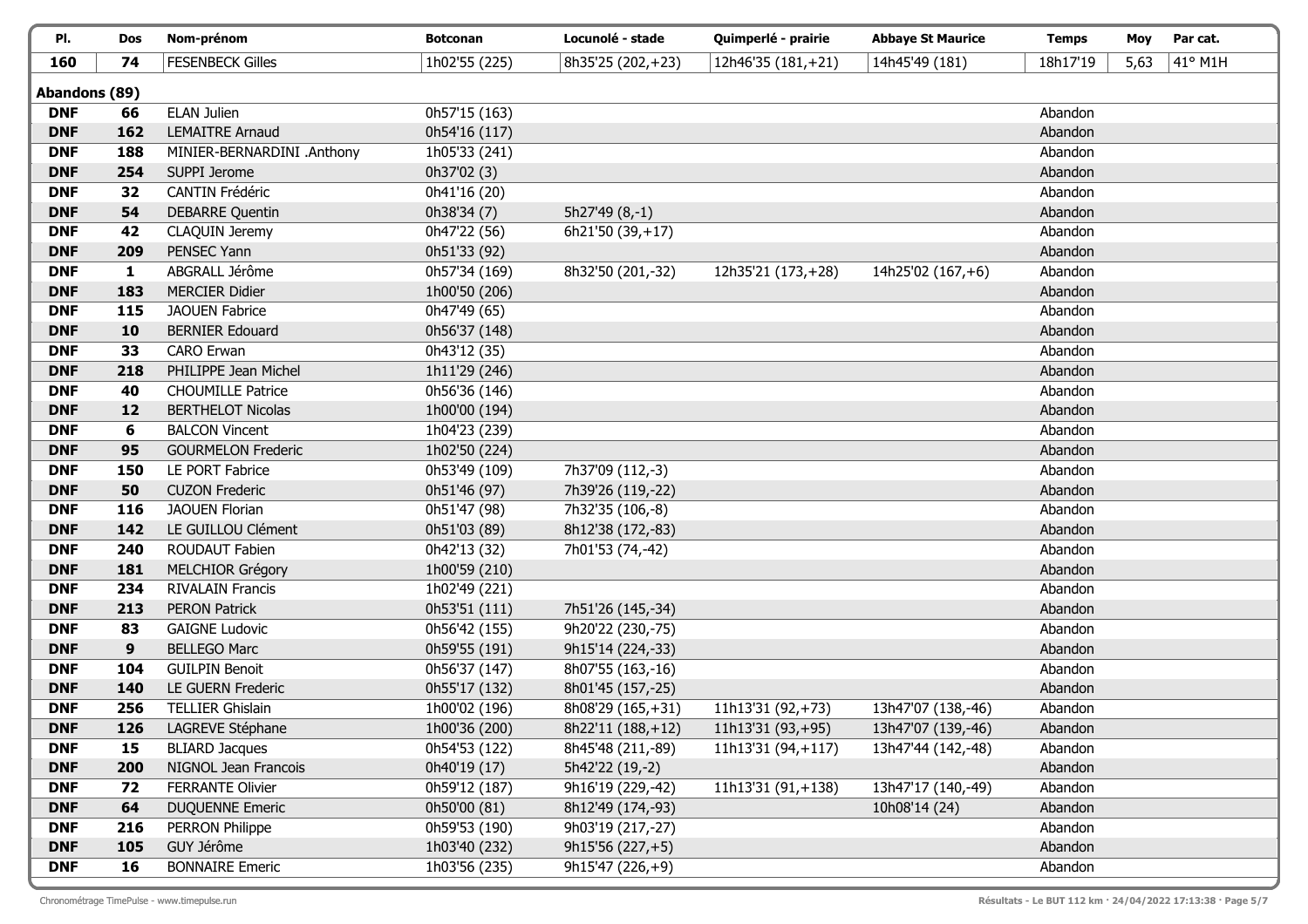| Pl. | Dos | Nom-prénom | Botconan | Locunolé - stade | Quimperlé - prairie | Abbaye St Maurice | Temps | Moy | Par cat. |
|---|---|---|---|---|---|---|---|---|---|
| 160 | 74 | FESENBECK Gilles | 1h02'55 (225) | 8h35'25 (202,+23) | 12h46'35 (181,+21) | 14h45'49 (181) | 18h17'19 | 5,63 | 41° M1H |
| **Abandons (89)** | | | | | | | | | |
| DNF | 66 | ELAN Julien | 0h57'15 (163) | | | | Abandon | | |
| DNF | 162 | LEMAITRE Arnaud | 0h54'16 (117) | | | | Abandon | | |
| DNF | 188 | MINIER-BERNARDINI .Anthony | 1h05'33 (241) | | | | Abandon | | |
| DNF | 254 | SUPPI Jerome | 0h37'02 (3) | | | | Abandon | | |
| DNF | 32 | CANTIN Frédéric | 0h41'16 (20) | | | | Abandon | | |
| DNF | 54 | DEBARRE Quentin | 0h38'34 (7) | 5h27'49 (8,-1) | | | Abandon | | |
| DNF | 42 | CLAQUIN Jeremy | 0h47'22 (56) | 6h21'50 (39,+17) | | | Abandon | | |
| DNF | 209 | PENSEC Yann | 0h51'33 (92) | | | | Abandon | | |
| DNF | 1 | ABGRALL Jérôme | 0h57'34 (169) | 8h32'50 (201,-32) | 12h35'21 (173,+28) | 14h25'02 (167,+6) | Abandon | | |
| DNF | 183 | MERCIER Didier | 1h00'50 (206) | | | | Abandon | | |
| DNF | 115 | JAOUEN Fabrice | 0h47'49 (65) | | | | Abandon | | |
| DNF | 10 | BERNIER Edouard | 0h56'37 (148) | | | | Abandon | | |
| DNF | 33 | CARO Erwan | 0h43'12 (35) | | | | Abandon | | |
| DNF | 218 | PHILIPPE Jean Michel | 1h11'29 (246) | | | | Abandon | | |
| DNF | 40 | CHOUMILLE Patrice | 0h56'36 (146) | | | | Abandon | | |
| DNF | 12 | BERTHELOT Nicolas | 1h00'00 (194) | | | | Abandon | | |
| DNF | 6 | BALCON Vincent | 1h04'23 (239) | | | | Abandon | | |
| DNF | 95 | GOURMELON Frederic | 1h02'50 (224) | | | | Abandon | | |
| DNF | 150 | LE PORT Fabrice | 0h53'49 (109) | 7h37'09 (112,-3) | | | Abandon | | |
| DNF | 50 | CUZON Frederic | 0h51'46 (97) | 7h39'26 (119,-22) | | | Abandon | | |
| DNF | 116 | JAOUEN Florian | 0h51'47 (98) | 7h32'35 (106,-8) | | | Abandon | | |
| DNF | 142 | LE GUILLOU Clément | 0h51'03 (89) | 8h12'38 (172,-83) | | | Abandon | | |
| DNF | 240 | ROUDAUT Fabien | 0h42'13 (32) | 7h01'53 (74,-42) | | | Abandon | | |
| DNF | 181 | MELCHIOR Grégory | 1h00'59 (210) | | | | Abandon | | |
| DNF | 234 | RIVALAIN Francis | 1h02'49 (221) | | | | Abandon | | |
| DNF | 213 | PERON Patrick | 0h53'51 (111) | 7h51'26 (145,-34) | | | Abandon | | |
| DNF | 83 | GAIGNE Ludovic | 0h56'42 (155) | 9h20'22 (230,-75) | | | Abandon | | |
| DNF | 9 | BELLEGO Marc | 0h59'55 (191) | 9h15'14 (224,-33) | | | Abandon | | |
| DNF | 104 | GUILPIN Benoit | 0h56'37 (147) | 8h07'55 (163,-16) | | | Abandon | | |
| DNF | 140 | LE GUERN Frederic | 0h55'17 (132) | 8h01'45 (157,-25) | | | Abandon | | |
| DNF | 256 | TELLIER Ghislain | 1h00'02 (196) | 8h08'29 (165,+31) | 11h13'31 (92,+73) | 13h47'07 (138,-46) | Abandon | | |
| DNF | 126 | LAGREVE Stéphane | 1h00'36 (200) | 8h22'11 (188,+12) | 11h13'31 (93,+95) | 13h47'07 (139,-46) | Abandon | | |
| DNF | 15 | BLIARD Jacques | 0h54'53 (122) | 8h45'48 (211,-89) | 11h13'31 (94,+117) | 13h47'44 (142,-48) | Abandon | | |
| DNF | 200 | NIGNOL Jean Francois | 0h40'19 (17) | 5h42'22 (19,-2) | | | Abandon | | |
| DNF | 72 | FERRANTE Olivier | 0h59'12 (187) | 9h16'19 (229,-42) | 11h13'31 (91,+138) | 13h47'17 (140,-49) | Abandon | | |
| DNF | 64 | DUQUENNE Emeric | 0h50'00 (81) | 8h12'49 (174,-93) | | 10h08'14 (24) | Abandon | | |
| DNF | 216 | PERRON Philippe | 0h59'53 (190) | 9h03'19 (217,-27) | | | Abandon | | |
| DNF | 105 | GUY Jérôme | 1h03'40 (232) | 9h15'56 (227,+5) | | | Abandon | | |
| DNF | 16 | BONNAIRE Emeric | 1h03'56 (235) | 9h15'47 (226,+9) | | | Abandon | | |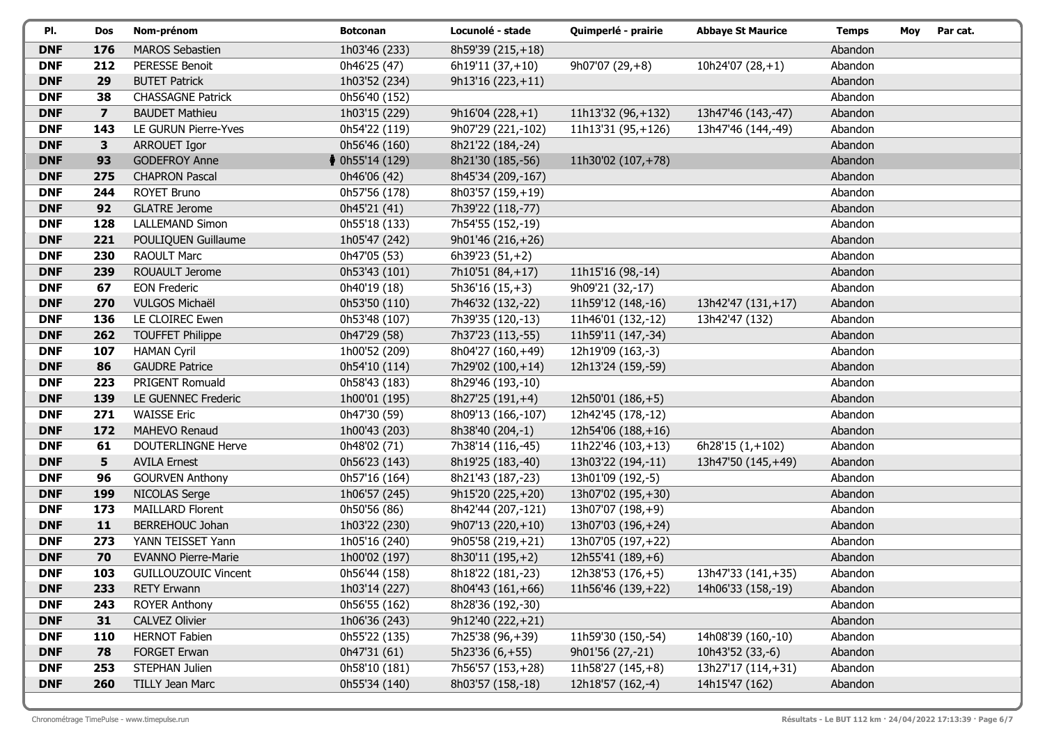| Pl. | Dos | Nom-prénom | Botconan | Locunolé - stade | Quimperlé - prairie | Abbaye St Maurice | Temps | Moy | Par cat. |
|---|---|---|---|---|---|---|---|---|---|
| **DNF** | **176** | MAROS Sebastien | 1h03'46 (233) | 8h59'39 (215,+18) | | | Abandon | | |
| **DNF** | **212** | PERESSE Benoit | 0h46'25 (47) | 6h19'11 (37,+10) | 9h07'07 (29,+8) | 10h24'07 (28,+1) | Abandon | | |
| **DNF** | **29** | BUTET Patrick | 1h03'52 (234) | 9h13'16 (223,+11) | | | Abandon | | |
| **DNF** | **38** | CHASSAGNE Patrick | 0h56'40 (152) | | | | Abandon | | |
| **DNF** | **7** | BAUDET Mathieu | 1h03'15 (229) | 9h16'04 (228,+1) | 11h13'32 (96,+132) | 13h47'46 (143,-47) | Abandon | | |
| **DNF** | **143** | LE GURUN Pierre-Yves | 0h54'22 (119) | 9h07'29 (221,-102) | 11h13'31 (95,+126) | 13h47'46 (144,-49) | Abandon | | |
| **DNF** | **3** | ARROUET Igor | 0h56'46 (160) | 8h21'22 (184,-24) | | | Abandon | | |
| **DNF** | **93** | GODEFROY Anne | 0h55'14 (129) | 8h21'30 (185,-56) | 11h30'02 (107,+78) | | Abandon | | |
| **DNF** | **275** | CHAPRON Pascal | 0h46'06 (42) | 8h45'34 (209,-167) | | | Abandon | | |
| **DNF** | **244** | ROYET Bruno | 0h57'56 (178) | 8h03'57 (159,+19) | | | Abandon | | |
| **DNF** | **92** | GLATRE Jerome | 0h45'21 (41) | 7h39'22 (118,-77) | | | Abandon | | |
| **DNF** | **128** | LALLEMAND Simon | 0h55'18 (133) | 7h54'55 (152,-19) | | | Abandon | | |
| **DNF** | **221** | POULIQUEN Guillaume | 1h05'47 (242) | 9h01'46 (216,+26) | | | Abandon | | |
| **DNF** | **230** | RAOULT Marc | 0h47'05 (53) | 6h39'23 (51,+2) | | | Abandon | | |
| **DNF** | **239** | ROUAULT Jerome | 0h53'43 (101) | 7h10'51 (84,+17) | 11h15'16 (98,-14) | | Abandon | | |
| **DNF** | **67** | EON Frederic | 0h40'19 (18) | 5h36'16 (15,+3) | 9h09'21 (32,-17) | | Abandon | | |
| **DNF** | **270** | VULGOS Michaël | 0h53'50 (110) | 7h46'32 (132,-22) | 11h59'12 (148,-16) | 13h42'47 (131,+17) | Abandon | | |
| **DNF** | **136** | LE CLOIREC Ewen | 0h53'48 (107) | 7h39'35 (120,-13) | 11h46'01 (132,-12) | 13h42'47 (132) | Abandon | | |
| **DNF** | **262** | TOUFFET Philippe | 0h47'29 (58) | 7h37'23 (113,-55) | 11h59'11 (147,-34) | | Abandon | | |
| **DNF** | **107** | HAMAN Cyril | 1h00'52 (209) | 8h04'27 (160,+49) | 12h19'09 (163,-3) | | Abandon | | |
| **DNF** | **86** | GAUDRE Patrice | 0h54'10 (114) | 7h29'02 (100,+14) | 12h13'24 (159,-59) | | Abandon | | |
| **DNF** | **223** | PRIGENT Romuald | 0h58'43 (183) | 8h29'46 (193,-10) | | | Abandon | | |
| **DNF** | **139** | LE GUENNEC Frederic | 1h00'01 (195) | 8h27'25 (191,+4) | 12h50'01 (186,+5) | | Abandon | | |
| **DNF** | **271** | WAISSE Eric | 0h47'30 (59) | 8h09'13 (166,-107) | 12h42'45 (178,-12) | | Abandon | | |
| **DNF** | **172** | MAHEVO Renaud | 1h00'43 (203) | 8h38'40 (204,-1) | 12h54'06 (188,+16) | | Abandon | | |
| **DNF** | **61** | DOUTERLINGNE Herve | 0h48'02 (71) | 7h38'14 (116,-45) | 11h22'46 (103,+13) | 6h28'15 (1,+102) | Abandon | | |
| **DNF** | **5** | AVILA Ernest | 0h56'23 (143) | 8h19'25 (183,-40) | 13h03'22 (194,-11) | 13h47'50 (145,+49) | Abandon | | |
| **DNF** | **96** | GOURVEN Anthony | 0h57'16 (164) | 8h21'43 (187,-23) | 13h01'09 (192,-5) | | Abandon | | |
| **DNF** | **199** | NICOLAS Serge | 1h06'57 (245) | 9h15'20 (225,+20) | 13h07'02 (195,+30) | | Abandon | | |
| **DNF** | **173** | MAILLARD Florent | 0h50'56 (86) | 8h42'44 (207,-121) | 13h07'07 (198,+9) | | Abandon | | |
| **DNF** | **11** | BERREHOUC Johan | 1h03'22 (230) | 9h07'13 (220,+10) | 13h07'03 (196,+24) | | Abandon | | |
| **DNF** | **273** | YANN TEISSET Yann | 1h05'16 (240) | 9h05'58 (219,+21) | 13h07'05 (197,+22) | | Abandon | | |
| **DNF** | **70** | EVANNO Pierre-Marie | 1h00'02 (197) | 8h30'11 (195,+2) | 12h55'41 (189,+6) | | Abandon | | |
| **DNF** | **103** | GUILLOUZOUIC Vincent | 0h56'44 (158) | 8h18'22 (181,-23) | 12h38'53 (176,+5) | 13h47'33 (141,+35) | Abandon | | |
| **DNF** | **233** | RETY Erwann | 1h03'14 (227) | 8h04'43 (161,+66) | 11h56'46 (139,+22) | 14h06'33 (158,-19) | Abandon | | |
| **DNF** | **243** | ROYER Anthony | 0h56'55 (162) | 8h28'36 (192,-30) | | | Abandon | | |
| **DNF** | **31** | CALVEZ Olivier | 1h06'36 (243) | 9h12'40 (222,+21) | | | Abandon | | |
| **DNF** | **110** | HERNOT Fabien | 0h55'22 (135) | 7h25'38 (96,+39) | 11h59'30 (150,-54) | 14h08'39 (160,-10) | Abandon | | |
| **DNF** | **78** | FORGET Erwan | 0h47'31 (61) | 5h23'36 (6,+55) | 9h01'56 (27,-21) | 10h43'52 (33,-6) | Abandon | | |
| **DNF** | **253** | STEPHAN Julien | 0h58'10 (181) | 7h56'57 (153,+28) | 11h58'27 (145,+8) | 13h27'17 (114,+31) | Abandon | | |
| **DNF** | **260** | TILLY Jean Marc | 0h55'34 (140) | 8h03'57 (158,-18) | 12h18'57 (162,-4) | 14h15'47 (162) | Abandon | | |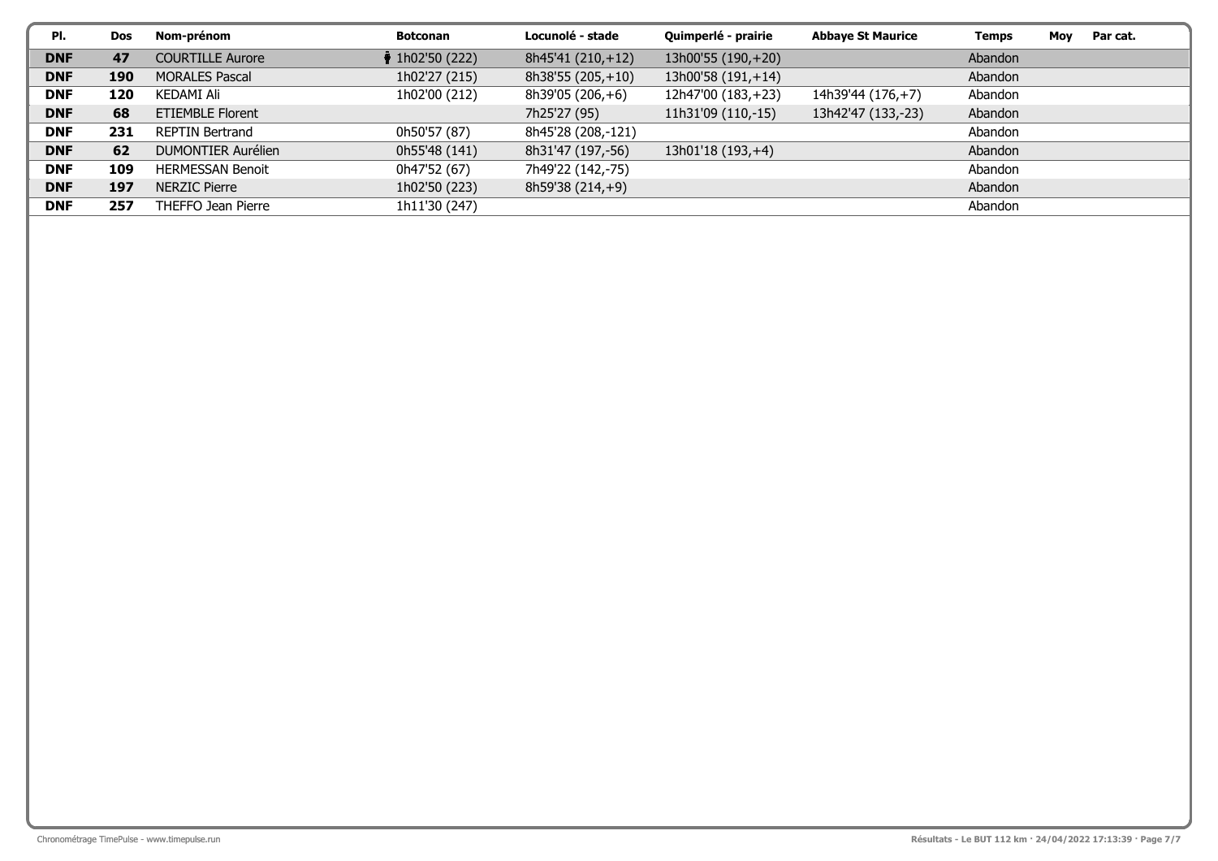| Pl. | Dos | Nom-prénom | Botconan | Locunolé - stade | Quimperlé - prairie | Abbaye St Maurice | Temps | Moy | Par cat. |
|---|---|---|---|---|---|---|---|---|---|
| **DNF** | **47** | COURTILLE Aurore | 1h02'50 (222) | 8h45'41 (210,+12) | 13h00'55 (190,+20) | | Abandon | | |
| **DNF** | **190** | MORALES Pascal | 1h02'27 (215) | 8h38'55 (205,+10) | 13h00'58 (191,+14) | | Abandon | | |
| **DNF** | **120** | KEDAMI Ali | 1h02'00 (212) | 8h39'05 (206,+6) | 12h47'00 (183,+23) | 14h39'44 (176,+7) | Abandon | | |
| **DNF** | **68** | ETIEMBLE Florent | | 7h25'27 (95) | 11h31'09 (110,-15) | 13h42'47 (133,-23) | Abandon | | |
| **DNF** | **231** | REPTIN Bertrand | 0h50'57 (87) | 8h45'28 (208,-121) | | | Abandon | | |
| **DNF** | **62** | DUMONTIER Aurélien | 0h55'48 (141) | 8h31'47 (197,-56) | 13h01'18 (193,+4) | | Abandon | | |
| **DNF** | **109** | HERMESSAN Benoit | 0h47'52 (67) | 7h49'22 (142,-75) | | | Abandon | | |
| **DNF** | **197** | NERZIC Pierre | 1h02'50 (223) | 8h59'38 (214,+9) | | | Abandon | | |
| **DNF** | **257** | THEFFO Jean Pierre | 1h11'30 (247) | | | | Abandon | | |

Chronométrage TimePulse - www.timepulse.run

Résultats - Le BUT 112 km · 24/04/2022 17:13:39